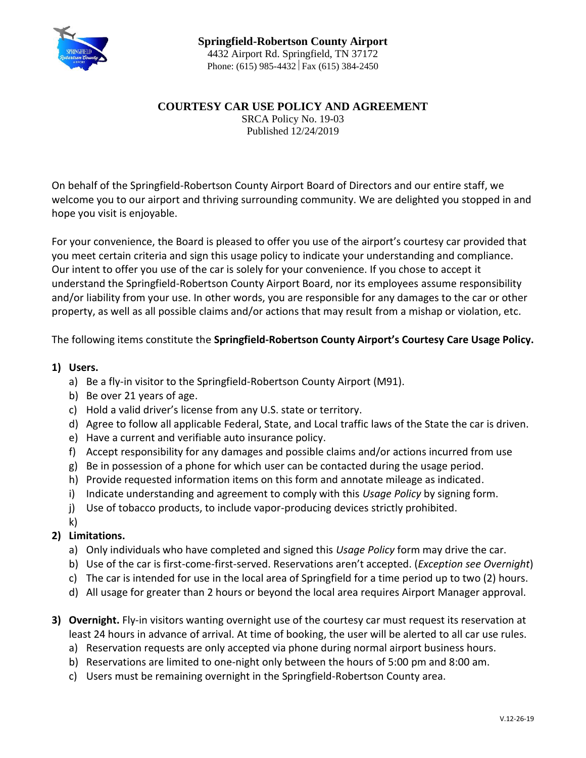**Springfield-Robertson County Airport**
4432 Airport Rd. Springfield, TN 37172
Phone: (615) 985-4432 | Fax (615) 384-2450

# COURTESY CAR USE POLICY AND AGREEMENT

SRCA Policy No. 19-03
Published 12/24/2019

On behalf of the Springfield-Robertson County Airport Board of Directors and our entire staff, we welcome you to our airport and thriving surrounding community. We are delighted you stopped in and hope you visit is enjoyable.

For your convenience, the Board is pleased to offer you use of the airport's courtesy car provided that you meet certain criteria and sign this usage policy to indicate your understanding and compliance. Our intent to offer you use of the car is solely for your convenience. If you chose to accept it understand the Springfield-Robertson County Airport Board, nor its employees assume responsibility and/or liability from your use. In other words, you are responsible for any damages to the car or other property, as well as all possible claims and/or actions that may result from a mishap or violation, etc.

The following items constitute the **Springfield-Robertson County Airport's Courtesy Care Usage Policy.**

**1) Users.**
   a) Be a fly-in visitor to the Springfield-Robertson County Airport (M91).
   b) Be over 21 years of age.
   c) Hold a valid driver's license from any U.S. state or territory.
   d) Agree to follow all applicable Federal, State, and Local traffic laws of the State the car is driven.
   e) Have a current and verifiable auto insurance policy.
   f) Accept responsibility for any damages and possible claims and/or actions incurred from use
   g) Be in possession of a phone for which user can be contacted during the usage period.
   h) Provide requested information items on this form and annotate mileage as indicated.
   i) Indicate understanding and agreement to comply with this *Usage Policy* by signing form.
   j) Use of tobacco products, to include vapor-producing devices strictly prohibited.
   k)

**2) Limitations.**
   a) Only individuals who have completed and signed this *Usage Policy* form may drive the car.
   b) Use of the car is first-come-first-served. Reservations aren't accepted. (*Exception see Overnight*)
   c) The car is intended for use in the local area of Springfield for a time period up to two (2) hours.
   d) All usage for greater than 2 hours or beyond the local area requires Airport Manager approval.

**3) Overnight.** Fly-in visitors wanting overnight use of the courtesy car must request its reservation at least 24 hours in advance of arrival. At time of booking, the user will be alerted to all car use rules.
   a) Reservation requests are only accepted via phone during normal airport business hours.
   b) Reservations are limited to one-night only between the hours of 5:00 pm and 8:00 am.
   c) Users must be remaining overnight in the Springfield-Robertson County area.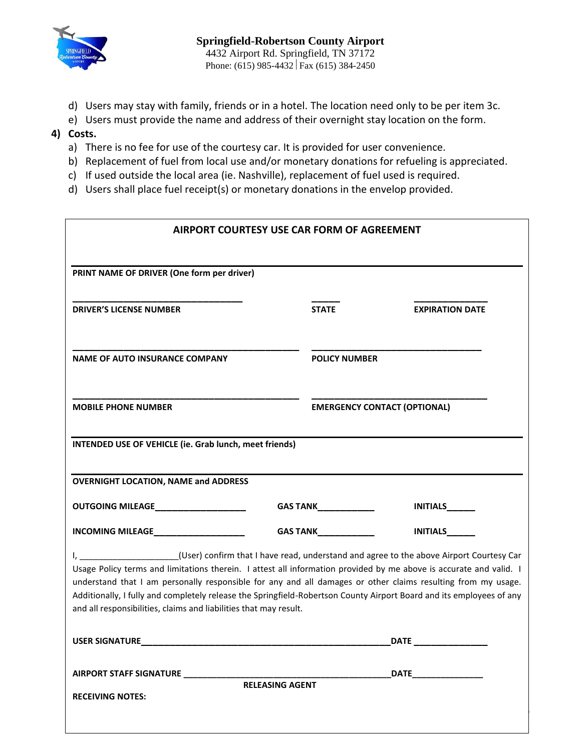d) Users may stay with family, friends or in a hotel. The location need only to be per item 3c.

e) Users must provide the name and address of their overnight stay location on the form.

**4) Costs.**

a) There is no fee for use of the courtesy car. It is provided for user convenience.

b) Replacement of fuel from local use and/or monetary donations for refueling is appreciated.

c) If used outside the local area (ie. Nashville), replacement of fuel used is required.

d) Users shall place fuel receipt(s) or monetary donations in the envelop provided.

**AIRPORT COURTESY USE CAR FORM OF AGREEMENT**

**PRINT NAME OF DRIVER (One form per driver)**

**DRIVER'S LICENSE NUMBER** \_\_\_\_\_\_\_\_\_\_\_\_\_\_\_\_\_\_\_\_ **STATE** \_\_\_\_\_\_ **EXPIRATION DATE** \_\_\_\_\_\_\_\_\_\_\_\_\_\_

**NAME OF AUTO INSURANCE COMPANY** \_\_\_\_\_\_\_\_\_\_\_\_\_\_\_\_\_\_\_\_ **POLICY NUMBER** \_\_\_\_\_\_\_\_\_\_\_\_\_\_\_\_\_\_\_\_

**MOBILE PHONE NUMBER** \_\_\_\_\_\_\_\_\_\_\_\_\_\_\_\_\_\_\_\_ **EMERGENCY CONTACT (OPTIONAL)** \_\_\_\_\_\_\_\_\_\_\_\_\_\_\_\_\_\_\_\_

**INTENDED USE OF VEHICLE (ie. Grab lunch, meet friends)**

**OVERNIGHT LOCATION, NAME and ADDRESS**

**OUTGOING MILEAGE**\_\_\_\_\_\_\_\_\_\_\_\_\_\_\_\_\_\_\_ **GAS TANK**\_\_\_\_\_\_\_\_\_\_\_\_ **INITIALS**\_\_\_\_\_\_

**INCOMING MILEAGE**\_\_\_\_\_\_\_\_\_\_\_\_\_\_\_\_\_\_\_ **GAS TANK**\_\_\_\_\_\_\_\_\_\_\_\_ **INITIALS**\_\_\_\_\_\_

I, \_\_\_\_\_\_\_\_\_\_\_\_\_\_\_\_\_\_\_\_\_(User) confirm that I have read, understand and agree to the above Airport Courtesy Car Usage Policy terms and limitations therein. I attest all information provided by me above is accurate and valid. I understand that I am personally responsible for any and all damages or other claims resulting from my usage. Additionally, I fully and completely release the Springfield-Robertson County Airport Board and its employees of any and all responsibilities, claims and liabilities that may result.

**USER SIGNATURE**\_\_\_\_\_\_\_\_\_\_\_\_\_\_\_\_\_\_\_\_\_\_\_\_\_\_\_\_\_\_\_\_\_\_\_\_\_\_\_\_\_\_\_\_\_\_\_\_\_\_\_\_\_\_**DATE** \_\_\_\_\_\_\_\_\_\_\_\_\_\_\_\_

**AIRPORT STAFF SIGNATURE** \_\_\_\_\_\_\_\_\_\_\_\_\_\_\_\_\_\_\_\_\_\_\_\_\_\_\_\_\_\_\_\_\_\_\_\_\_\_\_\_\_\_\_\_\_**DATE**\_\_\_\_\_\_\_\_\_\_\_\_\_\_\_

**RELEASING AGENT**

**RECEIVING NOTES:**